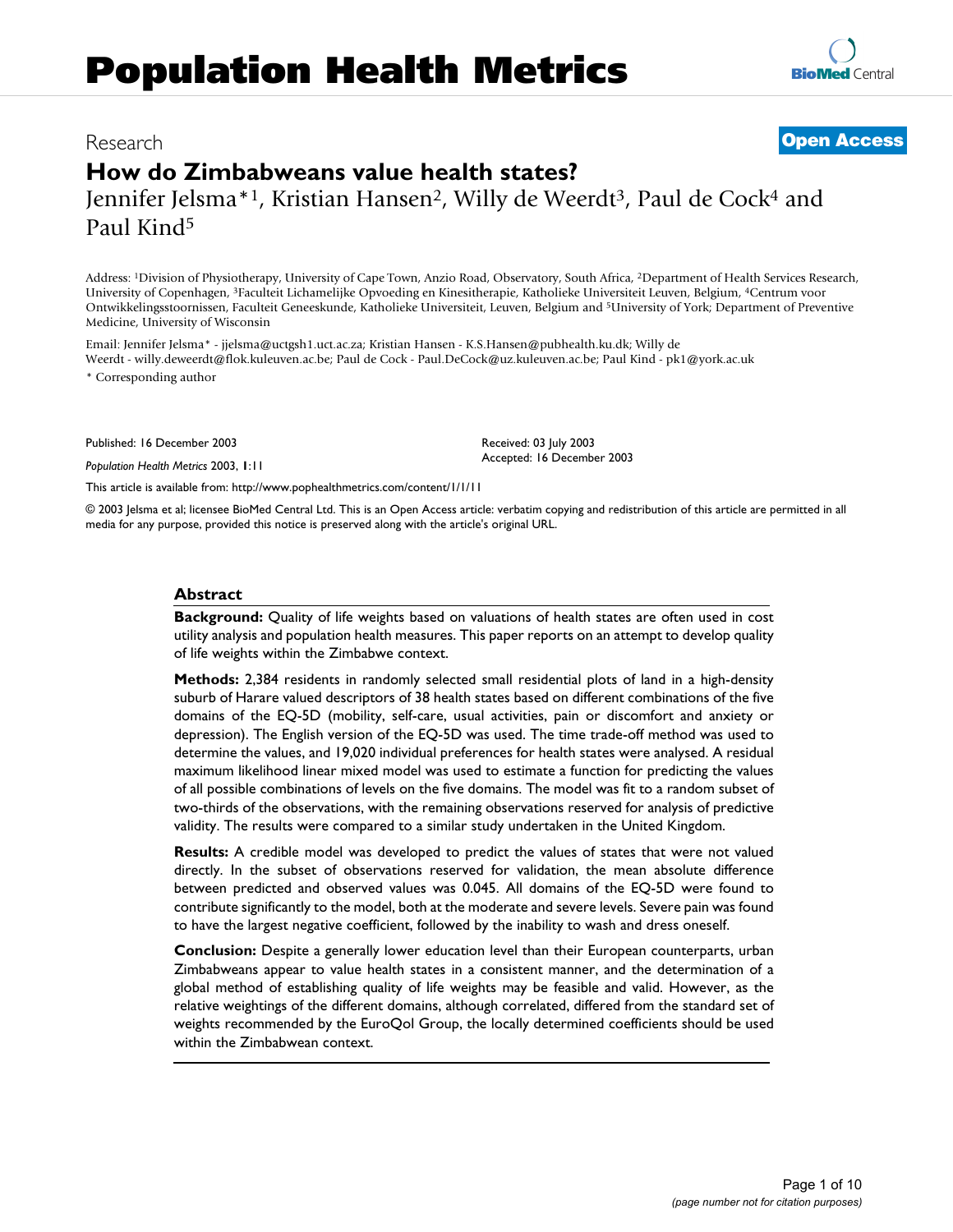# Population Health Metrics

Research | **Open Access**

## How do Zimbabweans value health states?

Jennifer Jelsma*[1], Kristian Hansen[2], Willy de Weerdt[3], Paul de Cock[4] and Paul Kind[5]

Address: [1]Division of Physiotherapy, University of Cape Town, Anzio Road, Observatory, South Africa, [2]Department of Health Services Research, University of Copenhagen, [3]Faculteit Lichamelijke Opvoeding en Kinesitherapie, Katholieke Universiteit Leuven, Belgium, [4]Centrum voor Ontwikkelingsstoornissen, Faculteit Geneeskunde, Katholieke Universiteit, Leuven, Belgium and [5]University of York; Department of Preventive Medicine, University of Wisconsin

Email: Jennifer Jelsma* - jjelsma@uctgsh1.uct.ac.za; Kristian Hansen - K.S.Hansen@pubhealth.ku.dk; Willy de Weerdt - willy.deweerdt@flok.kuleuven.ac.be; Paul de Cock - Paul.DeCock@uz.kuleuven.ac.be; Paul Kind - pk1@york.ac.uk

* Corresponding author

Published: 16 December 2003

*Population Health Metrics* 2003, **1**:11

Received: 03 July 2003
Accepted: 16 December 2003

This article is available from: http://www.pophealthmetrics.com/content/1/1/11

© 2003 Jelsma et al; licensee BioMed Central Ltd. This is an Open Access article: verbatim copying and redistribution of this article are permitted in all media for any purpose, provided this notice is preserved along with the article's original URL.

### Abstract

**Background:** Quality of life weights based on valuations of health states are often used in cost utility analysis and population health measures. This paper reports on an attempt to develop quality of life weights within the Zimbabwe context.

**Methods:** 2,384 residents in randomly selected small residential plots of land in a high-density suburb of Harare valued descriptors of 38 health states based on different combinations of the five domains of the EQ-5D (mobility, self-care, usual activities, pain or discomfort and anxiety or depression). The English version of the EQ-5D was used. The time trade-off method was used to determine the values, and 19,020 individual preferences for health states were analysed. A residual maximum likelihood linear mixed model was used to estimate a function for predicting the values of all possible combinations of levels on the five domains. The model was fit to a random subset of two-thirds of the observations, with the remaining observations reserved for analysis of predictive validity. The results were compared to a similar study undertaken in the United Kingdom.

**Results:** A credible model was developed to predict the values of states that were not valued directly. In the subset of observations reserved for validation, the mean absolute difference between predicted and observed values was 0.045. All domains of the EQ-5D were found to contribute significantly to the model, both at the moderate and severe levels. Severe pain was found to have the largest negative coefficient, followed by the inability to wash and dress oneself.

**Conclusion:** Despite a generally lower education level than their European counterparts, urban Zimbabweans appear to value health states in a consistent manner, and the determination of a global method of establishing quality of life weights may be feasible and valid. However, as the relative weightings of the different domains, although correlated, differed from the standard set of weights recommended by the EuroQol Group, the locally determined coefficients should be used within the Zimbabwean context.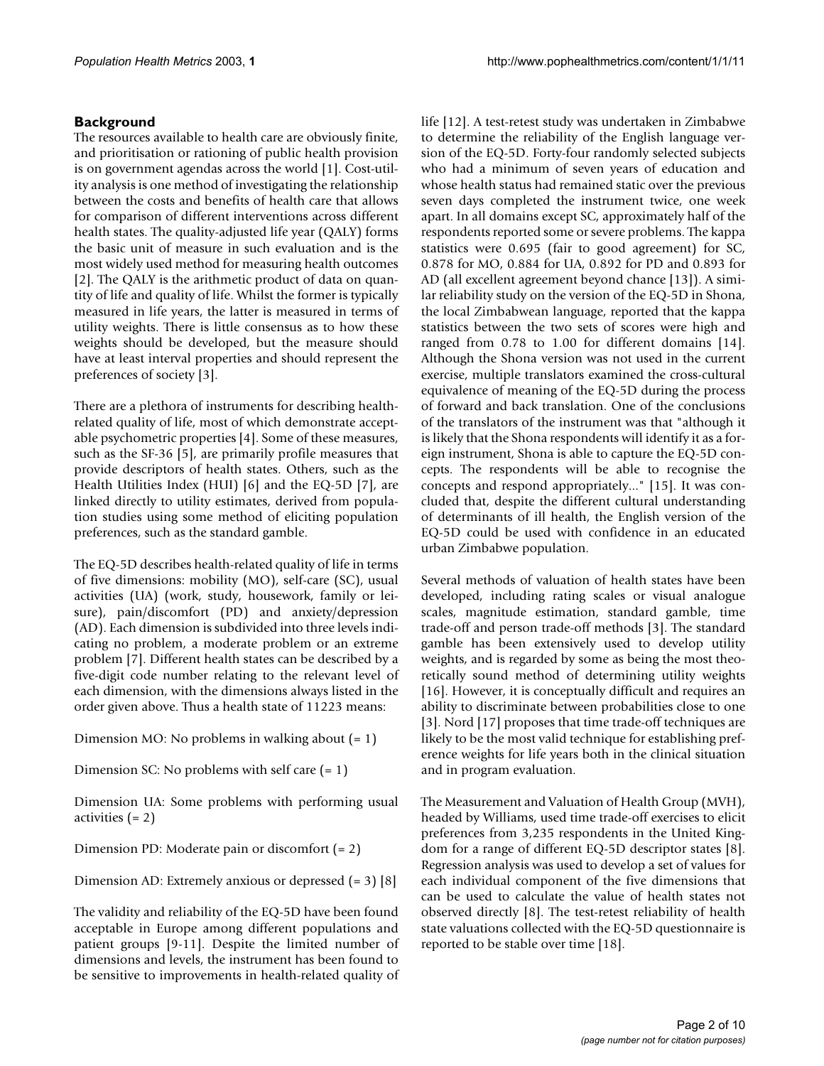## Background

The resources available to health care are obviously finite, and prioritisation or rationing of public health provision is on government agendas across the world [1]. Cost-utility analysis is one method of investigating the relationship between the costs and benefits of health care that allows for comparison of different interventions across different health states. The quality-adjusted life year (QALY) forms the basic unit of measure in such evaluation and is the most widely used method for measuring health outcomes [2]. The QALY is the arithmetic product of data on quantity of life and quality of life. Whilst the former is typically measured in life years, the latter is measured in terms of utility weights. There is little consensus as to how these weights should be developed, but the measure should have at least interval properties and should represent the preferences of society [3].

There are a plethora of instruments for describing health-related quality of life, most of which demonstrate acceptable psychometric properties [4]. Some of these measures, such as the SF-36 [5], are primarily profile measures that provide descriptors of health states. Others, such as the Health Utilities Index (HUI) [6] and the EQ-5D [7], are linked directly to utility estimates, derived from population studies using some method of eliciting population preferences, such as the standard gamble.

The EQ-5D describes health-related quality of life in terms of five dimensions: mobility (MO), self-care (SC), usual activities (UA) (work, study, housework, family or leisure), pain/discomfort (PD) and anxiety/depression (AD). Each dimension is subdivided into three levels indicating no problem, a moderate problem or an extreme problem [7]. Different health states can be described by a five-digit code number relating to the relevant level of each dimension, with the dimensions always listed in the order given above. Thus a health state of 11223 means:

Dimension MO: No problems in walking about (= 1)

Dimension SC: No problems with self care (= 1)

Dimension UA: Some problems with performing usual activities (= 2)

Dimension PD: Moderate pain or discomfort (= 2)

Dimension AD: Extremely anxious or depressed (= 3) [8]

The validity and reliability of the EQ-5D have been found acceptable in Europe among different populations and patient groups [9-11]. Despite the limited number of dimensions and levels, the instrument has been found to be sensitive to improvements in health-related quality of life [12]. A test-retest study was undertaken in Zimbabwe to determine the reliability of the English language version of the EQ-5D. Forty-four randomly selected subjects who had a minimum of seven years of education and whose health status had remained static over the previous seven days completed the instrument twice, one week apart. In all domains except SC, approximately half of the respondents reported some or severe problems. The kappa statistics were 0.695 (fair to good agreement) for SC, 0.878 for MO, 0.884 for UA, 0.892 for PD and 0.893 for AD (all excellent agreement beyond chance [13]). A similar reliability study on the version of the EQ-5D in Shona, the local Zimbabwean language, reported that the kappa statistics between the two sets of scores were high and ranged from 0.78 to 1.00 for different domains [14]. Although the Shona version was not used in the current exercise, multiple translators examined the cross-cultural equivalence of meaning of the EQ-5D during the process of forward and back translation. One of the conclusions of the translators of the instrument was that "although it is likely that the Shona respondents will identify it as a foreign instrument, Shona is able to capture the EQ-5D concepts. The respondents will be able to recognise the concepts and respond appropriately..." [15]. It was concluded that, despite the different cultural understanding of determinants of ill health, the English version of the EQ-5D could be used with confidence in an educated urban Zimbabwe population.

Several methods of valuation of health states have been developed, including rating scales or visual analogue scales, magnitude estimation, standard gamble, time trade-off and person trade-off methods [3]. The standard gamble has been extensively used to develop utility weights, and is regarded by some as being the most theoretically sound method of determining utility weights [16]. However, it is conceptually difficult and requires an ability to discriminate between probabilities close to one [3]. Nord [17] proposes that time trade-off techniques are likely to be the most valid technique for establishing preference weights for life years both in the clinical situation and in program evaluation.

The Measurement and Valuation of Health Group (MVH), headed by Williams, used time trade-off exercises to elicit preferences from 3,235 respondents in the United Kingdom for a range of different EQ-5D descriptor states [8]. Regression analysis was used to develop a set of values for each individual component of the five dimensions that can be used to calculate the value of health states not observed directly [8]. The test-retest reliability of health state valuations collected with the EQ-5D questionnaire is reported to be stable over time [18].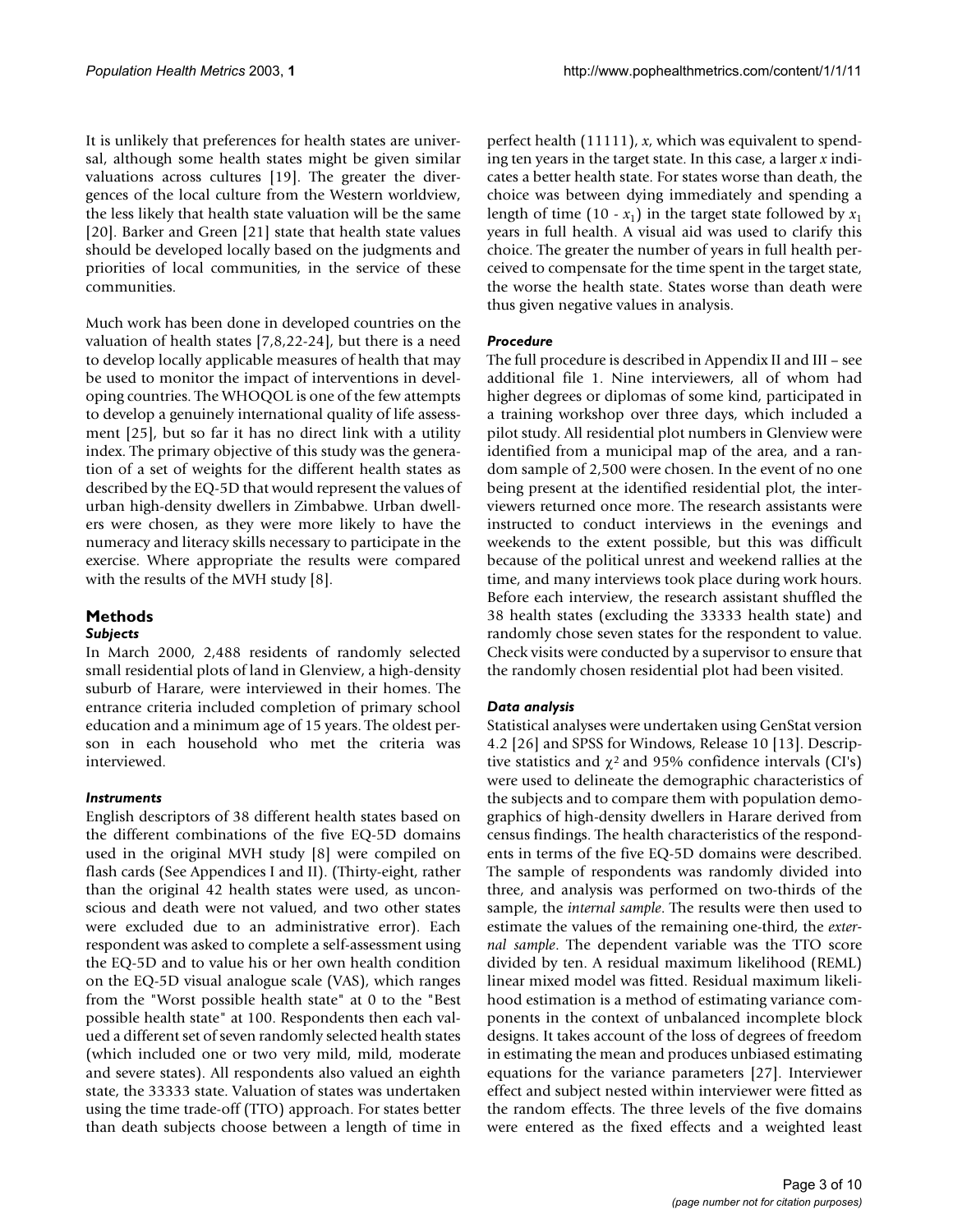It is unlikely that preferences for health states are universal, although some health states might be given similar valuations across cultures [19]. The greater the divergences of the local culture from the Western worldview, the less likely that health state valuation will be the same [20]. Barker and Green [21] state that health state values should be developed locally based on the judgments and priorities of local communities, in the service of these communities.

Much work has been done in developed countries on the valuation of health states [7,8,22-24], but there is a need to develop locally applicable measures of health that may be used to monitor the impact of interventions in developing countries. The WHOQOL is one of the few attempts to develop a genuinely international quality of life assessment [25], but so far it has no direct link with a utility index. The primary objective of this study was the generation of a set of weights for the different health states as described by the EQ-5D that would represent the values of urban high-density dwellers in Zimbabwe. Urban dwellers were chosen, as they were more likely to have the numeracy and literacy skills necessary to participate in the exercise. Where appropriate the results were compared with the results of the MVH study [8].

## Methods

### *Subjects*

In March 2000, 2,488 residents of randomly selected small residential plots of land in Glenview, a high-density suburb of Harare, were interviewed in their homes. The entrance criteria included completion of primary school education and a minimum age of 15 years. The oldest person in each household who met the criteria was interviewed.

### *Instruments*

English descriptors of 38 different health states based on the different combinations of the five EQ-5D domains used in the original MVH study [8] were compiled on flash cards (See Appendices I and II). (Thirty-eight, rather than the original 42 health states were used, as unconscious and death were not valued, and two other states were excluded due to an administrative error). Each respondent was asked to complete a self-assessment using the EQ-5D and to value his or her own health condition on the EQ-5D visual analogue scale (VAS), which ranges from the "Worst possible health state" at 0 to the "Best possible health state" at 100. Respondents then each valued a different set of seven randomly selected health states (which included one or two very mild, mild, moderate and severe states). All respondents also valued an eighth state, the 33333 state. Valuation of states was undertaken using the time trade-off (TTO) approach. For states better than death subjects choose between a length of time in perfect health (11111), *x*, which was equivalent to spending ten years in the target state. In this case, a larger *x* indicates a better health state. For states worse than death, the choice was between dying immediately and spending a length of time $(10 - x_1)$ in the target state followed by $x_1$ years in full health. A visual aid was used to clarify this choice. The greater the number of years in full health perceived to compensate for the time spent in the target state, the worse the health state. States worse than death were thus given negative values in analysis.

### *Procedure*

The full procedure is described in Appendix II and III – see additional file 1. Nine interviewers, all of whom had higher degrees or diplomas of some kind, participated in a training workshop over three days, which included a pilot study. All residential plot numbers in Glenview were identified from a municipal map of the area, and a random sample of 2,500 were chosen. In the event of no one being present at the identified residential plot, the interviewers returned once more. The research assistants were instructed to conduct interviews in the evenings and weekends to the extent possible, but this was difficult because of the political unrest and weekend rallies at the time, and many interviews took place during work hours. Before each interview, the research assistant shuffled the 38 health states (excluding the 33333 health state) and randomly chose seven states for the respondent to value. Check visits were conducted by a supervisor to ensure that the randomly chosen residential plot had been visited.

### *Data analysis*

Statistical analyses were undertaken using GenStat version 4.2 [26] and SPSS for Windows, Release 10 [13]. Descriptive statistics and $\chi^2$ and 95% confidence intervals (CI's) were used to delineate the demographic characteristics of the subjects and to compare them with population demographics of high-density dwellers in Harare derived from census findings. The health characteristics of the respondents in terms of the five EQ-5D domains were described. The sample of respondents was randomly divided into three, and analysis was performed on two-thirds of the sample, the *internal sample*. The results were then used to estimate the values of the remaining one-third, the *external sample*. The dependent variable was the TTO score divided by ten. A residual maximum likelihood (REML) linear mixed model was fitted. Residual maximum likelihood estimation is a method of estimating variance components in the context of unbalanced incomplete block designs. It takes account of the loss of degrees of freedom in estimating the mean and produces unbiased estimating equations for the variance parameters [27]. Interviewer effect and subject nested within interviewer were fitted as the random effects. The three levels of the five domains were entered as the fixed effects and a weighted least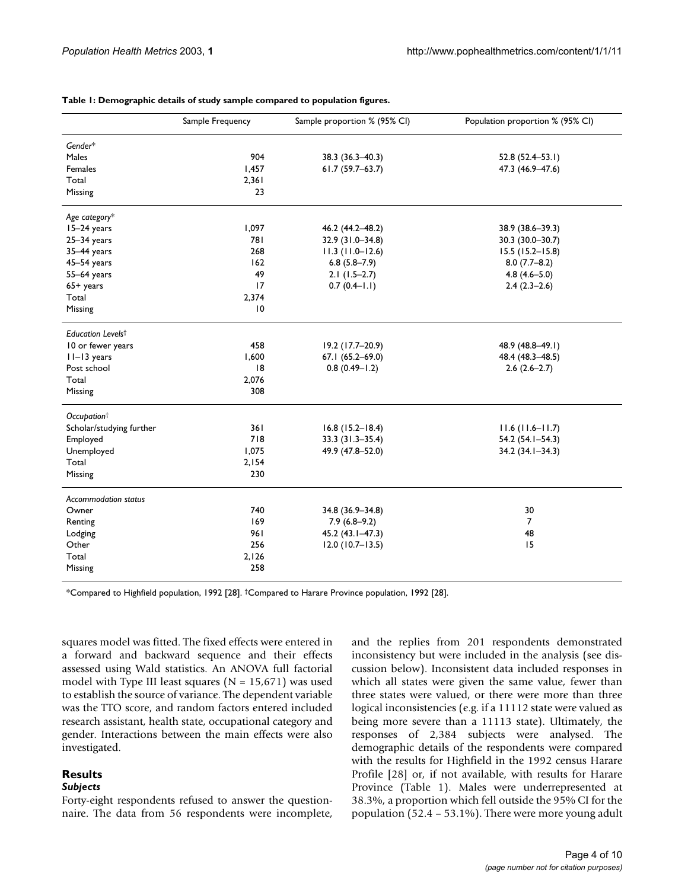**Table 1: Demographic details of study sample compared to population figures.**

| | Sample Frequency | Sample proportion % (95% CI) | Population proportion % (95% CI) |
|---|---|---|---|
| *Gender** | | | |
| Males | 904 | 38.3 (36.3–40.3) | 52.8 (52.4–53.1) |
| Females | 1,457 | 61.7 (59.7–63.7) | 47.3 (46.9–47.6) |
| Total | 2,361 | | |
| Missing | 23 | | |
| *Age category** | | | |
| 15–24 years | 1,097 | 46.2 (44.2–48.2) | 38.9 (38.6–39.3) |
| 25–34 years | 781 | 32.9 (31.0–34.8) | 30.3 (30.0–30.7) |
| 35–44 years | 268 | 11.3 (11.0–12.6) | 15.5 (15.2–15.8) |
| 45–54 years | 162 | 6.8 (5.8–7.9) | 8.0 (7.7–8.2) |
| 55–64 years | 49 | 2.1 (1.5–2.7) | 4.8 (4.6–5.0) |
| 65+ years | 17 | 0.7 (0.4–1.1) | 2.4 (2.3–2.6) |
| Total | 2,374 | | |
| Missing | 10 | | |
| *Education Levels*† | | | |
| 10 or fewer years | 458 | 19.2 (17.7–20.9) | 48.9 (48.8–49.1) |
| 11–13 years | 1,600 | 67.1 (65.2–69.0) | 48.4 (48.3–48.5) |
| Post school | 18 | 0.8 (0.49–1.2) | 2.6 (2.6–2.7) |
| Total | 2,076 | | |
| Missing | 308 | | |
| *Occupation*† | | | |
| Scholar/studying further | 361 | 16.8 (15.2–18.4) | 11.6 (11.6–11.7) |
| Employed | 718 | 33.3 (31.3–35.4) | 54.2 (54.1–54.3) |
| Unemployed | 1,075 | 49.9 (47.8–52.0) | 34.2 (34.1–34.3) |
| Total | 2,154 | | |
| Missing | 230 | | |
| *Accommodation status* | | | |
| Owner | 740 | 34.8 (36.9–34.8) | 30 |
| Renting | 169 | 7.9 (6.8–9.2) | 7 |
| Lodging | 961 | 45.2 (43.1–47.3) | 48 |
| Other | 256 | 12.0 (10.7–13.5) | 15 |
| Total | 2,126 | | |
| Missing | 258 | | |

*Compared to Highfield population, 1992 [28]. †Compared to Harare Province population, 1992 [28].

squares model was fitted. The fixed effects were entered in a forward and backward sequence and their effects assessed using Wald statistics. An ANOVA full factorial model with Type III least squares (N = 15,671) was used to establish the source of variance. The dependent variable was the TTO score, and random factors entered included research assistant, health state, occupational category and gender. Interactions between the main effects were also investigated.

## Results

### *Subjects*

Forty-eight respondents refused to answer the questionnaire. The data from 56 respondents were incomplete, and the replies from 201 respondents demonstrated inconsistency but were included in the analysis (see discussion below). Inconsistent data included responses in which all states were given the same value, fewer than three states were valued, or there were more than three logical inconsistencies (e.g. if a 11112 state were valued as being more severe than a 11113 state). Ultimately, the responses of 2,384 subjects were analysed. The demographic details of the respondents were compared with the results for Highfield in the 1992 census Harare Profile [28] or, if not available, with results for Harare Province (Table 1). Males were underrepresented at 38.3%, a proportion which fell outside the 95% CI for the population (52.4 – 53.1%). There were more young adult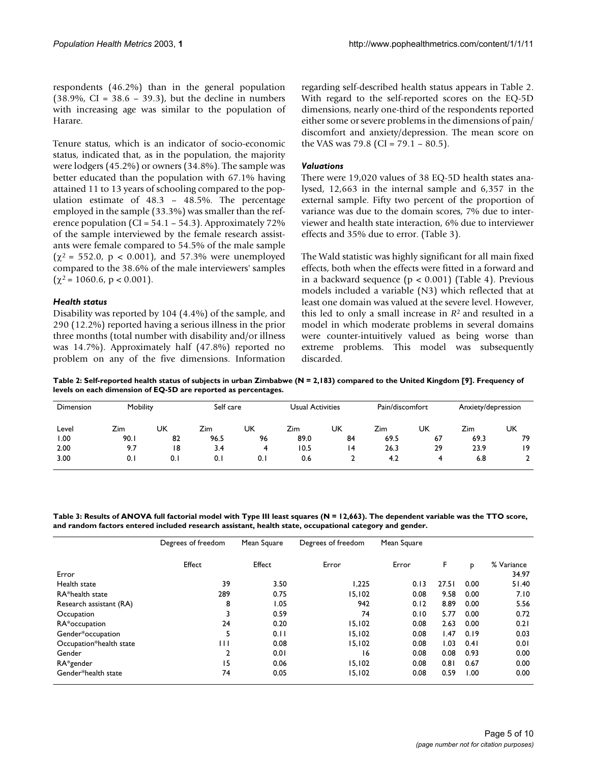respondents (46.2%) than in the general population (38.9%, CI = 38.6 – 39.3), but the decline in numbers with increasing age was similar to the population of Harare.

Tenure status, which is an indicator of socio-economic status, indicated that, as in the population, the majority were lodgers (45.2%) or owners (34.8%). The sample was better educated than the population with 67.1% having attained 11 to 13 years of schooling compared to the population estimate of 48.3 – 48.5%. The percentage employed in the sample (33.3%) was smaller than the reference population (CI = 54.1 – 54.3). Approximately 72% of the sample interviewed by the female research assistants were female compared to 54.5% of the male sample ($\chi^2$ = 552.0, $p < 0.001$), and 57.3% were unemployed compared to the 38.6% of the male interviewers' samples ($\chi^2$ = 1060.6, $p < 0.001$).

### *Health status*

Disability was reported by 104 (4.4%) of the sample, and 290 (12.2%) reported having a serious illness in the prior three months (total number with disability and/or illness was 14.7%). Approximately half (47.8%) reported no problem on any of the five dimensions. Information regarding self-described health status appears in Table 2. With regard to the self-reported scores on the EQ-5D dimensions, nearly one-third of the respondents reported either some or severe problems in the dimensions of pain/discomfort and anxiety/depression. The mean score on the VAS was 79.8 (CI = 79.1 – 80.5).

### *Valuations*

There were 19,020 values of 38 EQ-5D health states analysed, 12,663 in the internal sample and 6,357 in the external sample. Fifty two percent of the proportion of variance was due to the domain scores, 7% due to interviewer and health state interaction, 6% due to interviewer effects and 35% due to error. (Table 3).

The Wald statistic was highly significant for all main fixed effects, both when the effects were fitted in a forward and in a backward sequence ($p < 0.001$) (Table 4). Previous models included a variable (N3) which reflected that at least one domain was valued at the severe level. However, this led to only a small increase in $R^2$ and resulted in a model in which moderate problems in several domains were counter-intuitively valued as being worse than extreme problems. This model was subsequently discarded.

**Table 2: Self-reported health status of subjects in urban Zimbabwe (N = 2,183) compared to the United Kingdom [9]. Frequency of levels on each dimension of EQ-5D are reported as percentages.**

| Dimension | Mobility | | Self care | | Usual Activities | | Pain/discomfort | | Anxiety/depression | |
|---|---|---|---|---|---|---|---|---|---|---|
| Level | Zim | UK | Zim | UK | Zim | UK | Zim | UK | Zim | UK |
| 1.00 | 90.1 | 82 | 96.5 | 96 | 89.0 | 84 | 69.5 | 67 | 69.3 | 79 |
| 2.00 | 9.7 | 18 | 3.4 | 4 | 10.5 | 14 | 26.3 | 29 | 23.9 | 19 |
| 3.00 | 0.1 | 0.1 | 0.1 | 0.1 | 0.6 | 2 | 4.2 | 4 | 6.8 | 2 |

**Table 3: Results of ANOVA full factorial model with Type III least squares (N = 12,663). The dependent variable was the TTO score, and random factors entered included research assistant, health state, occupational category and gender.**

| | Degrees of freedom | Mean Square | Degrees of freedom | Mean Square | | | |
|---|---|---|---|---|---|---|---|
| | Effect | Effect | Error | Error | F | p | % Variance |
| Error | | | | | | | 34.97 |
| Health state | 39 | 3.50 | 1,225 | 0.13 | 27.51 | 0.00 | 51.40 |
| RA*health state | 289 | 0.75 | 15,102 | 0.08 | 9.58 | 0.00 | 7.10 |
| Research assistant (RA) | 8 | 1.05 | 942 | 0.12 | 8.89 | 0.00 | 5.56 |
| Occupation | 3 | 0.59 | 74 | 0.10 | 5.77 | 0.00 | 0.72 |
| RA*occupation | 24 | 0.20 | 15,102 | 0.08 | 2.63 | 0.00 | 0.21 |
| Gender*occupation | 5 | 0.11 | 15,102 | 0.08 | 1.47 | 0.19 | 0.03 |
| Occupation*health state | 111 | 0.08 | 15,102 | 0.08 | 1.03 | 0.41 | 0.01 |
| Gender | 2 | 0.01 | 16 | 0.08 | 0.08 | 0.93 | 0.00 |
| RA*gender | 15 | 0.06 | 15,102 | 0.08 | 0.81 | 0.67 | 0.00 |
| Gender*health state | 74 | 0.05 | 15,102 | 0.08 | 0.59 | 1.00 | 0.00 |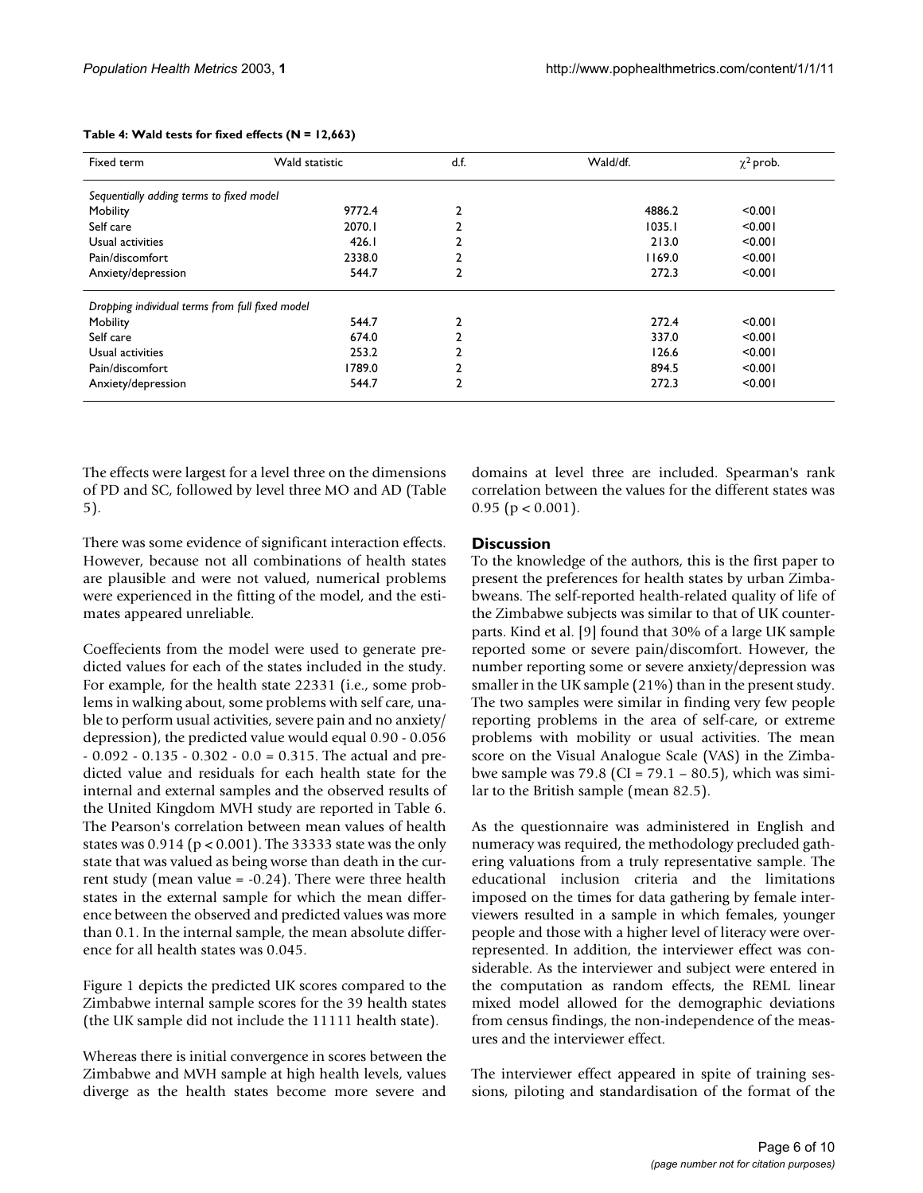**Table 4: Wald tests for fixed effects (N = 12,663)**

| Fixed term | Wald statistic | d.f. | Wald/df. | $\chi^2$ prob. |
|---|---|---|---|---|
| *Sequentially adding terms to fixed model* | | | | |
| Mobility | 9772.4 | 2 | 4886.2 | <0.001 |
| Self care | 2070.1 | 2 | 1035.1 | <0.001 |
| Usual activities | 426.1 | 2 | 213.0 | <0.001 |
| Pain/discomfort | 2338.0 | 2 | 1169.0 | <0.001 |
| Anxiety/depression | 544.7 | 2 | 272.3 | <0.001 |
| *Dropping individual terms from full fixed model* | | | | |
| Mobility | 544.7 | 2 | 272.4 | <0.001 |
| Self care | 674.0 | 2 | 337.0 | <0.001 |
| Usual activities | 253.2 | 2 | 126.6 | <0.001 |
| Pain/discomfort | 1789.0 | 2 | 894.5 | <0.001 |
| Anxiety/depression | 544.7 | 2 | 272.3 | <0.001 |

The effects were largest for a level three on the dimensions of PD and SC, followed by level three MO and AD (Table 5).

There was some evidence of significant interaction effects. However, because not all combinations of health states are plausible and were not valued, numerical problems were experienced in the fitting of the model, and the estimates appeared unreliable.

Coeffecients from the model were used to generate predicted values for each of the states included in the study. For example, for the health state 22331 (i.e., some problems in walking about, some problems with self care, unable to perform usual activities, severe pain and no anxiety/depression), the predicted value would equal 0.90 - 0.056 - 0.092 - 0.135 - 0.302 - 0.0 = 0.315. The actual and predicted value and residuals for each health state for the internal and external samples and the observed results of the United Kingdom MVH study are reported in Table 6. The Pearson's correlation between mean values of health states was 0.914 ($p < 0.001$). The 33333 state was the only state that was valued as being worse than death in the current study (mean value = -0.24). There were three health states in the external sample for which the mean difference between the observed and predicted values was more than 0.1. In the internal sample, the mean absolute difference for all health states was 0.045.

Figure 1 depicts the predicted UK scores compared to the Zimbabwe internal sample scores for the 39 health states (the UK sample did not include the 11111 health state).

Whereas there is initial convergence in scores between the Zimbabwe and MVH sample at high health levels, values diverge as the health states become more severe and domains at level three are included. Spearman's rank correlation between the values for the different states was 0.95 ($p < 0.001$).

## Discussion

To the knowledge of the authors, this is the first paper to present the preferences for health states by urban Zimbabweans. The self-reported health-related quality of life of the Zimbabwe subjects was similar to that of UK counterparts. Kind et al. [9] found that 30% of a large UK sample reported some or severe pain/discomfort. However, the number reporting some or severe anxiety/depression was smaller in the UK sample (21%) than in the present study. The two samples were similar in finding very few people reporting problems in the area of self-care, or extreme problems with mobility or usual activities. The mean score on the Visual Analogue Scale (VAS) in the Zimbabwe sample was 79.8 (CI = 79.1 – 80.5), which was similar to the British sample (mean 82.5).

As the questionnaire was administered in English and numeracy was required, the methodology precluded gathering valuations from a truly representative sample. The educational inclusion criteria and the limitations imposed on the times for data gathering by female interviewers resulted in a sample in which females, younger people and those with a higher level of literacy were over-represented. In addition, the interviewer effect was considerable. As the interviewer and subject were entered in the computation as random effects, the REML linear mixed model allowed for the demographic deviations from census findings, the non-independence of the measures and the interviewer effect.

The interviewer effect appeared in spite of training sessions, piloting and standardisation of the format of the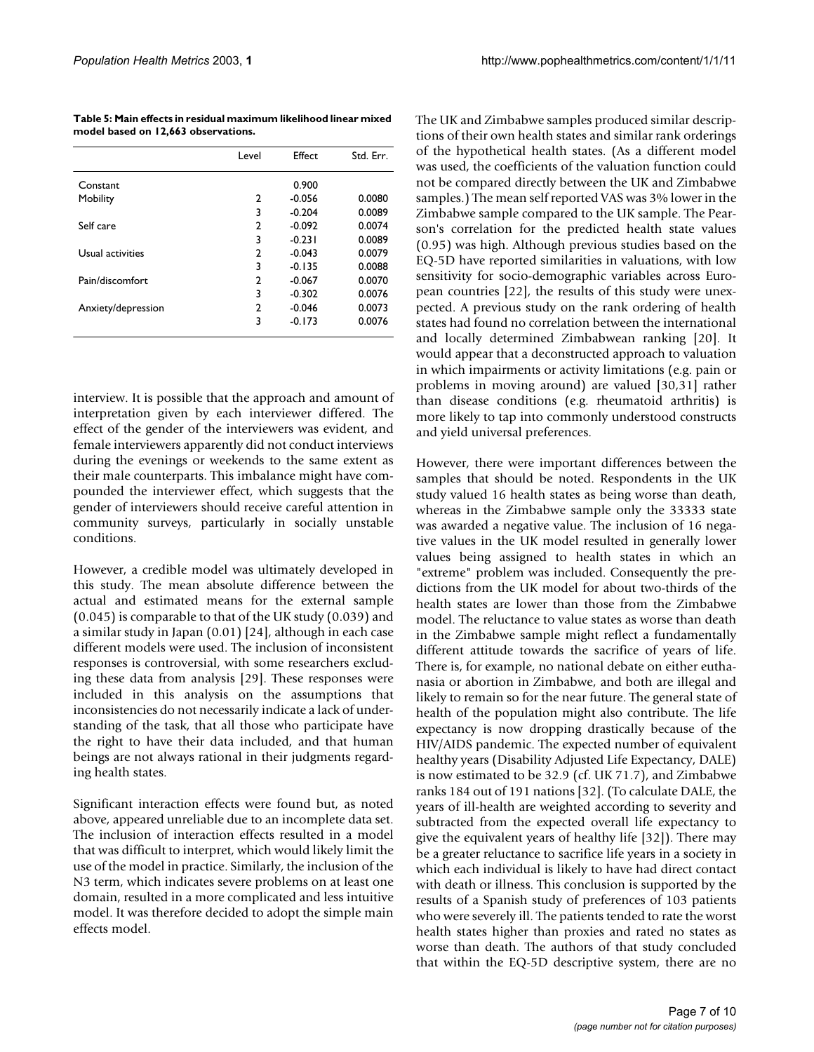**Table 5: Main effects in residual maximum likelihood linear mixed model based on 12,663 observations.**

| | Level | Effect | Std. Err. |
|---|---|---|---|
| Constant | | 0.900 | |
| Mobility | 2 | -0.056 | 0.0080 |
| | 3 | -0.204 | 0.0089 |
| Self care | 2 | -0.092 | 0.0074 |
| | 3 | -0.231 | 0.0089 |
| Usual activities | 2 | -0.043 | 0.0079 |
| | 3 | -0.135 | 0.0088 |
| Pain/discomfort | 2 | -0.067 | 0.0070 |
| | 3 | -0.302 | 0.0076 |
| Anxiety/depression | 2 | -0.046 | 0.0073 |
| | 3 | -0.173 | 0.0076 |

interview. It is possible that the approach and amount of interpretation given by each interviewer differed. The effect of the gender of the interviewers was evident, and female interviewers apparently did not conduct interviews during the evenings or weekends to the same extent as their male counterparts. This imbalance might have compounded the interviewer effect, which suggests that the gender of interviewers should receive careful attention in community surveys, particularly in socially unstable conditions.

However, a credible model was ultimately developed in this study. The mean absolute difference between the actual and estimated means for the external sample (0.045) is comparable to that of the UK study (0.039) and a similar study in Japan (0.01) [24], although in each case different models were used. The inclusion of inconsistent responses is controversial, with some researchers excluding these data from analysis [29]. These responses were included in this analysis on the assumptions that inconsistencies do not necessarily indicate a lack of understanding of the task, that all those who participate have the right to have their data included, and that human beings are not always rational in their judgments regarding health states.

Significant interaction effects were found but, as noted above, appeared unreliable due to an incomplete data set. The inclusion of interaction effects resulted in a model that was difficult to interpret, which would likely limit the use of the model in practice. Similarly, the inclusion of the N3 term, which indicates severe problems on at least one domain, resulted in a more complicated and less intuitive model. It was therefore decided to adopt the simple main effects model.

The UK and Zimbabwe samples produced similar descriptions of their own health states and similar rank orderings of the hypothetical health states. (As a different model was used, the coefficients of the valuation function could not be compared directly between the UK and Zimbabwe samples.) The mean self reported VAS was 3% lower in the Zimbabwe sample compared to the UK sample. The Pearson's correlation for the predicted health state values (0.95) was high. Although previous studies based on the EQ-5D have reported similarities in valuations, with low sensitivity for socio-demographic variables across European countries [22], the results of this study were unexpected. A previous study on the rank ordering of health states had found no correlation between the international and locally determined Zimbabwean ranking [20]. It would appear that a deconstructed approach to valuation in which impairments or activity limitations (e.g. pain or problems in moving around) are valued [30,31] rather than disease conditions (e.g. rheumatoid arthritis) is more likely to tap into commonly understood constructs and yield universal preferences.

However, there were important differences between the samples that should be noted. Respondents in the UK study valued 16 health states as being worse than death, whereas in the Zimbabwe sample only the 33333 state was awarded a negative value. The inclusion of 16 negative values in the UK model resulted in generally lower values being assigned to health states in which an "extreme" problem was included. Consequently the predictions from the UK model for about two-thirds of the health states are lower than those from the Zimbabwe model. The reluctance to value states as worse than death in the Zimbabwe sample might reflect a fundamentally different attitude towards the sacrifice of years of life. There is, for example, no national debate on either euthanasia or abortion in Zimbabwe, and both are illegal and likely to remain so for the near future. The general state of health of the population might also contribute. The life expectancy is now dropping drastically because of the HIV/AIDS pandemic. The expected number of equivalent healthy years (Disability Adjusted Life Expectancy, DALE) is now estimated to be 32.9 (cf. UK 71.7), and Zimbabwe ranks 184 out of 191 nations [32]. (To calculate DALE, the years of ill-health are weighted according to severity and subtracted from the expected overall life expectancy to give the equivalent years of healthy life [32]). There may be a greater reluctance to sacrifice life years in a society in which each individual is likely to have had direct contact with death or illness. This conclusion is supported by the results of a Spanish study of preferences of 103 patients who were severely ill. The patients tended to rate the worst health states higher than proxies and rated no states as worse than death. The authors of that study concluded that within the EQ-5D descriptive system, there are no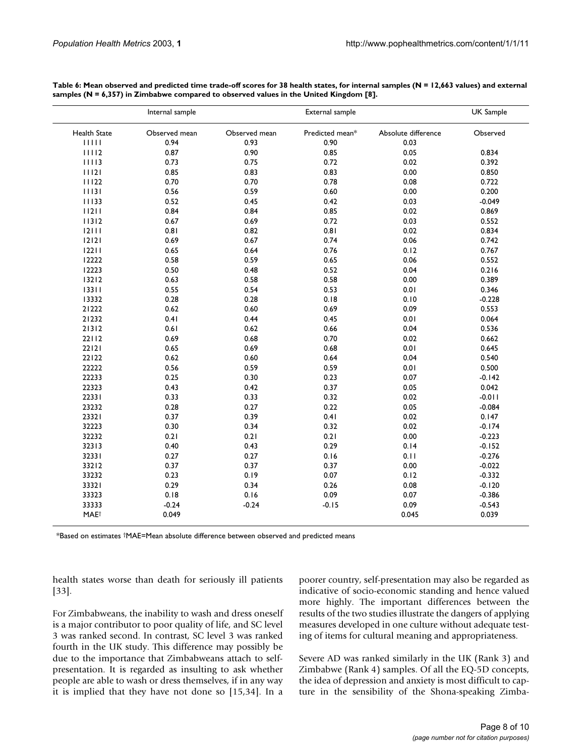**Table 6: Mean observed and predicted time trade-off scores for 38 health states, for internal samples (N = 12,663 values) and external samples (N = 6,357) in Zimbabwe compared to observed values in the United Kingdom [8].**

| Internal sample | | External sample | | | UK Sample |
|---|---|---|---|---|---|
| Health State | Observed mean | Observed mean | Predicted mean* | Absolute difference | Observed |
| 11111 | 0.94 | 0.93 | 0.90 | 0.03 | |
| 11112 | 0.87 | 0.90 | 0.85 | 0.05 | 0.834 |
| 11113 | 0.73 | 0.75 | 0.72 | 0.02 | 0.392 |
| 11121 | 0.85 | 0.83 | 0.83 | 0.00 | 0.850 |
| 11122 | 0.70 | 0.70 | 0.78 | 0.08 | 0.722 |
| 11131 | 0.56 | 0.59 | 0.60 | 0.00 | 0.200 |
| 11133 | 0.52 | 0.45 | 0.42 | 0.03 | -0.049 |
| 11211 | 0.84 | 0.84 | 0.85 | 0.02 | 0.869 |
| 11312 | 0.67 | 0.69 | 0.72 | 0.03 | 0.552 |
| 12111 | 0.81 | 0.82 | 0.81 | 0.02 | 0.834 |
| 12121 | 0.69 | 0.67 | 0.74 | 0.06 | 0.742 |
| 12211 | 0.65 | 0.64 | 0.76 | 0.12 | 0.767 |
| 12222 | 0.58 | 0.59 | 0.65 | 0.06 | 0.552 |
| 12223 | 0.50 | 0.48 | 0.52 | 0.04 | 0.216 |
| 13212 | 0.63 | 0.58 | 0.58 | 0.00 | 0.389 |
| 13311 | 0.55 | 0.54 | 0.53 | 0.01 | 0.346 |
| 13332 | 0.28 | 0.28 | 0.18 | 0.10 | -0.228 |
| 21222 | 0.62 | 0.60 | 0.69 | 0.09 | 0.553 |
| 21232 | 0.41 | 0.44 | 0.45 | 0.01 | 0.064 |
| 21312 | 0.61 | 0.62 | 0.66 | 0.04 | 0.536 |
| 22112 | 0.69 | 0.68 | 0.70 | 0.02 | 0.662 |
| 22121 | 0.65 | 0.69 | 0.68 | 0.01 | 0.645 |
| 22122 | 0.62 | 0.60 | 0.64 | 0.04 | 0.540 |
| 22222 | 0.56 | 0.59 | 0.59 | 0.01 | 0.500 |
| 22233 | 0.25 | 0.30 | 0.23 | 0.07 | -0.142 |
| 22323 | 0.43 | 0.42 | 0.37 | 0.05 | 0.042 |
| 22331 | 0.33 | 0.33 | 0.32 | 0.02 | -0.011 |
| 23232 | 0.28 | 0.27 | 0.22 | 0.05 | -0.084 |
| 23321 | 0.37 | 0.39 | 0.41 | 0.02 | 0.147 |
| 32223 | 0.30 | 0.34 | 0.32 | 0.02 | -0.174 |
| 32232 | 0.21 | 0.21 | 0.21 | 0.00 | -0.223 |
| 32313 | 0.40 | 0.43 | 0.29 | 0.14 | -0.152 |
| 32331 | 0.27 | 0.27 | 0.16 | 0.11 | -0.276 |
| 33212 | 0.37 | 0.37 | 0.37 | 0.00 | -0.022 |
| 33232 | 0.23 | 0.19 | 0.07 | 0.12 | -0.332 |
| 33321 | 0.29 | 0.34 | 0.26 | 0.08 | -0.120 |
| 33323 | 0.18 | 0.16 | 0.09 | 0.07 | -0.386 |
| 33333 | -0.24 | -0.24 | -0.15 | 0.09 | -0.543 |
| MAE† | 0.049 | | | 0.045 | 0.039 |

*Based on estimates †MAE=Mean absolute difference between observed and predicted means

health states worse than death for seriously ill patients [33].

For Zimbabweans, the inability to wash and dress oneself is a major contributor to poor quality of life, and SC level 3 was ranked second. In contrast, SC level 3 was ranked fourth in the UK study. This difference may possibly be due to the importance that Zimbabweans attach to self-presentation. It is regarded as insulting to ask whether people are able to wash or dress themselves, if in any way it is implied that they have not done so [15,34]. In a poorer country, self-presentation may also be regarded as indicative of socio-economic standing and hence valued more highly. The important differences between the results of the two studies illustrate the dangers of applying measures developed in one culture without adequate testing of items for cultural meaning and appropriateness.

Severe AD was ranked similarly in the UK (Rank 3) and Zimbabwe (Rank 4) samples. Of all the EQ-5D concepts, the idea of depression and anxiety is most difficult to capture in the sensibility of the Shona-speaking Zimba-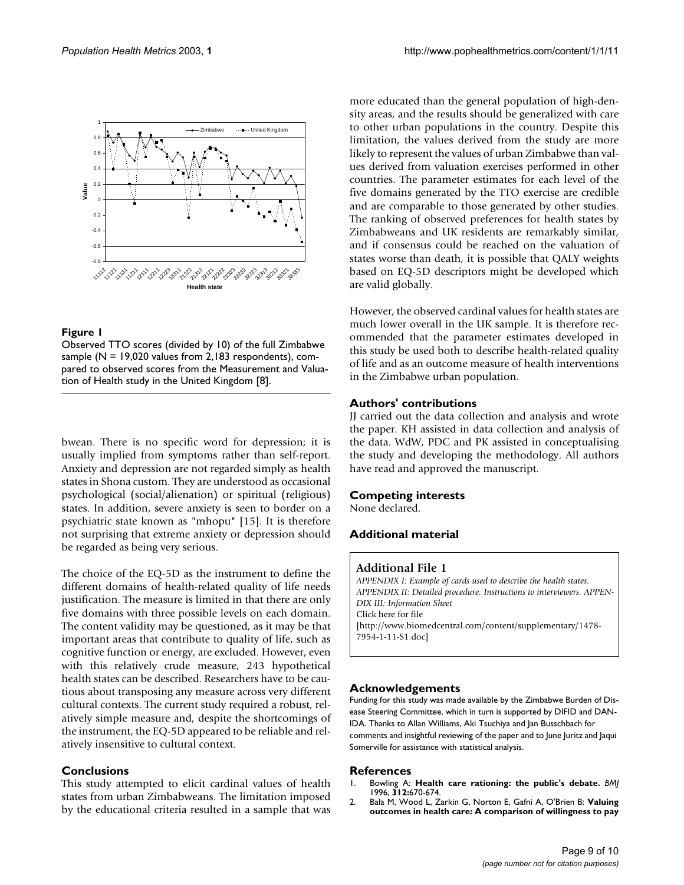1

0.8

0.6

0.4

0.2

0

-0.2

-0.4

-0.6

-0.8

Value

Zimbabwe

United Kingdom

11112 11121 11131 11211 12111 12211 12223 13311 21222 21312 22121 22222 22323 23232 32223 32313 33212 33321 33333

Health state

**Figure 1**

Observed TTO scores (divided by 10) of the full Zimbabwe sample (N = 19,020 values from 2,183 respondents), compared to observed scores from the Measurement and Valuation of Health study in the United Kingdom [8].

bwean. There is no specific word for depression; it is usually implied from symptoms rather than self-report. Anxiety and depression are not regarded simply as health states in Shona custom. They are understood as occasional psychological (social/alienation) or spiritual (religious) states. In addition, severe anxiety is seen to border on a psychiatric state known as "mhopu" [15]. It is therefore not surprising that extreme anxiety or depression should be regarded as being very serious.

The choice of the EQ-5D as the instrument to define the different domains of health-related quality of life needs justification. The measure is limited in that there are only five domains with three possible levels on each domain. The content validity may be questioned, as it may be that important areas that contribute to quality of life, such as cognitive function or energy, are excluded. However, even with this relatively crude measure, 243 hypothetical health states can be described. Researchers have to be cautious about transposing any measure across very different cultural contexts. The current study required a robust, relatively simple measure and, despite the shortcomings of the instrument, the EQ-5D appeared to be reliable and relatively insensitive to cultural context.

## Conclusions

This study attempted to elicit cardinal values of health states from urban Zimbabweans. The limitation imposed by the educational criteria resulted in a sample that was more educated than the general population of high-density areas, and the results should be generalized with care to other urban populations in the country. Despite this limitation, the values derived from the study are more likely to represent the values of urban Zimbabwe than values derived from valuation exercises performed in other countries. The parameter estimates for each level of the five domains generated by the TTO exercise are credible and are comparable to those generated by other studies. The ranking of observed preferences for health states by Zimbabweans and UK residents are remarkably similar, and if consensus could be reached on the valuation of states worse than death, it is possible that QALY weights based on EQ-5D descriptors might be developed which are valid globally.

However, the observed cardinal values for health states are much lower overall in the UK sample. It is therefore recommended that the parameter estimates developed in this study be used both to describe health-related quality of life and as an outcome measure of health interventions in the Zimbabwe urban population.

## Authors' contributions

JJ carried out the data collection and analysis and wrote the paper. KH assisted in data collection and analysis of the data. WdW, PDC and PK assisted in conceptualising the study and developing the methodology. All authors have read and approved the manuscript.

## Competing interests

None declared.

## Additional material

**Additional File 1**

*APPENDIX I: Example of cards used to describe the health states. APPENDIX II: Detailed procedure. Instructions to interviewers. APPENDIX III: Information Sheet*

Click here for file

[http://www.biomedcentral.com/content/supplementary/1478-7954-1-11-S1.doc]

## Acknowledgements

Funding for this study was made available by the Zimbabwe Burden of Disease Steering Committee, which in turn is supported by DFID and DANIDA. Thanks to Allan Williams, Aki Tsuchiya and Jan Busschbach for comments and insightful reviewing of the paper and to June Juritz and Jaqui Somerville for assistance with statistical analysis.

## References

1. Bowling A: **Health care rationing: the public's debate.** *BMJ* 1996, **312:**670-674.
2. Bala M, Wood L, Zarkin G, Norton E, Gafni A, O'Brien B: **Valuing outcomes in health care: A comparison of willingness to pay**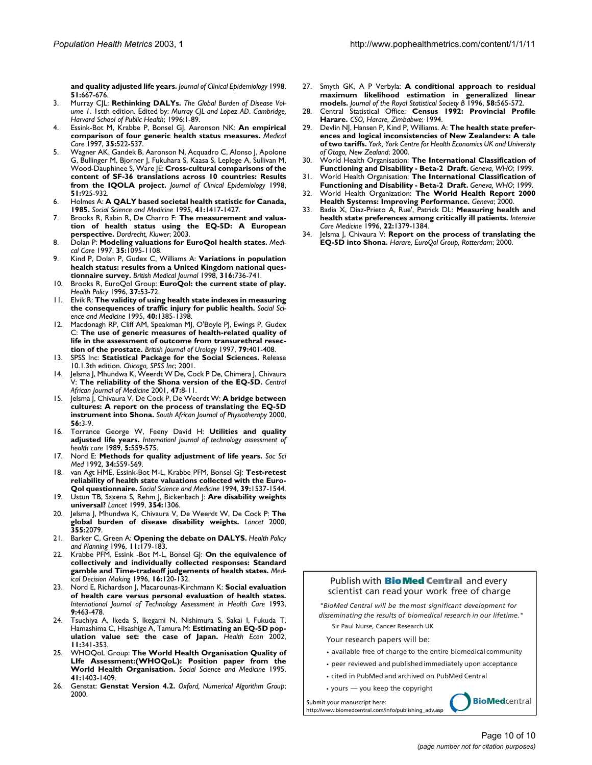and quality adjusted life years. *Journal of Clinical Epidemiology* 1998, **51:**667-676.

3. Murray CJL: **Rethinking DALYs.** *The Global Burden of Disease Volume 1*. 1stth edition. Edited by: *Murray CJL and Lopez AD. Cambridge, Harvard School of Public Health*; 1996:1-89.
4. Essink-Bot M, Krabbe P, Bonsel GJ, Aaronson NK: **An empirical comparison of four generic health status measures.** *Medical Care* 1997, **35:**522-537.
5. Wagner AK, Gandek B, Aaronson N, Acquadro C, Alonso J, Apolone G, Bullinger M, Bjorner J, Fukuhara S, Kaasa S, Leplege A, Sullivan M, Wood-Dauphinee S, Ware JE: **Cross-cultural comparisons of the content of SF-36 translations across 10 countries: Results from the IQOLA project.** *Journal of Clinical Epidemiology* 1998, **51:**925-932.
6. Holmes A: **A QALY based societal health statistic for Canada, 1985.** *Social Science and Medicine* 1995, **41:**1417-1427.
7. Brooks R, Rabin R, De Charro F: **The measurement and valuation of health status using the EQ-5D: A European perspective.** *Dordrecht, Kluwer*; 2003.
8. Dolan P: **Modeling valuations for EuroQol health states.** *Medical Care* 1997, **35:**1095-1108.
9. Kind P, Dolan P, Gudex C, Williams A: **Variations in population health status: results from a United Kingdom national questionnaire survey.** *British Medical Journal* 1998, **316:**736-741.
10. Brooks R, EuroQol Group: **EuroQol: the current state of play.** *Health Policy* 1996, **37:**53-72.
11. Elvik R: **The validity of using health state indexes in measuring the consequences of traffic injury for public health.** *Social Science and Medicine* 1995, **40:**1385-1398.
12. Macdonagh RP, Cliff AM, Speakman MJ, O'Boyle PJ, Ewings P, Gudex C: **The use of generic measures of health-related quality of life in the assessment of outcome from transurethral resection of the prostate.** *British Journal of Urology* 1997, **79:**401-408.
13. SPSS Inc: **Statistical Package for the Social Sciences.** Release 10.1.3th edition. *Chicago, SPSS Inc*; 2001.
14. Jelsma J, Mhundwa K, Weerdt W De, Cock P De, Chimera J, Chivaura V: **The reliability of the Shona version of the EQ-5D.** *Central African Journal of Medicine* 2001, **47:**8-11.
15. Jelsma J, Chivaura V, De Cock P, De Weerdt W: **A bridge between cultures: A report on the process of translating the EQ-5D instrument into Shona.** *South African Journal of Physiotherapy* 2000, **56:**3-9.
16. Torrance George W, Feeny David H: **Utilities and quality adjusted life years.** *Internationl journal of technology assessment of health care* 1989, **5:**559-575.
17. Nord E: **Methods for quality adjustment of life years.** *Soc Sci Med* 1992, **34:**559-569.
18. van Agt HME, Essink-Bot M-L, Krabbe PFM, Bonsel GJ: **Test-retest reliability of health state valuations collected with the EuroQol questionnaire.** *Social Science and Medicine* 1994, **39:**1537-1544.
19. Ustun TB, Saxena S, Rehm J, Bickenbach J: **Are disability weights universal?** *Lancet* 1999, **354:**1306.
20. Jelsma J, Mhundwa K, Chivaura V, De Weerdt W, De Cock P: **The global burden of disease disability weights.** *Lancet* 2000, **355:**2079.
21. Barker C, Green A: **Opening the debate on DALYS.** *Health Policy and Planning* 1996, **11:**179-183.
22. Krabbe PFM, Essink -Bot M-L, Bonsel GJ: **On the equivalence of collectively and individually collected responses: Standard gamble and Time-tradeoff judgements of health states.** *Medical Decision Making* 1996, **16:**120-132.
23. Nord E, Richardson J, Macarounas-Kirchmann K: **Social evaluation of health care versus personal evaluation of health states.** *International Journal of Technology Assessment in Health Care* 1993, **9:**463-478.
24. Tsuchiya A, Ikeda S, Ikegami N, Nishimura S, Sakai I, Fukuda T, Hamashima C, Hisashige A, Tamura M: **Estimating an EQ-5D population value set: the case of Japan.** *Health Econ* 2002, **11:**341-353.
25. WHOQoL Group: **The World Health Organisation Quality of LIfe Assessment:(WHOQoL): Position paper from the World Health Organisation.** *Social Science and Medicine* 1995, **41:**1403-1409.
26. Genstat: **Genstat Version 4.2.** *Oxford, Numerical Algorithm Group*; 2000.
27. Smyth GK, A P Verbyla: **A conditional approach to residual maximum likelihood estimation in generalized linear models.** *Journal of the Royal Statistical Society B* 1996, **58:**565-572.
28. Central Statistical Office: **Census 1992: Provincial Profile Harare.** *CSO, Harare, Zimbabwe*; 1994.
29. Devlin NJ, Hansen P, Kind P, Williams. A: **The health state preferences and logical inconsistencies of New Zealanders: A tale of two tariffs.** *York, York Centre for Health Economics UK and University of Otago, New Zealand*; 2000.
30. World Health Organisation: **The International Classification of Functioning and Disability - Beta-2 Draft.** *Geneva, WHO*; 1999.
31. World Health Organisation: **The International Classification of Functioning and Disability - Beta-2 Draft.** *Geneva, WHO*; 1999.
32. World Health Organization: **The World Health Report 2000 Health Systems: Improving Performance.** *Geneva*; 2000.
33. Badia X, Diaz-Prieto A, Rue', Patrick DL: **Measuring health and health state preferences among critically ill patients.** *Intensive Care Medicine* 1996, **22:**1379-1384.
34. Jelsma J, Chivaura V: **Report on the process of translating the EQ-5D into Shona.** *Harare, EuroQol Group, Rotterdam*; 2000.

Publish with **BioMed Central** and every scientist can read your work free of charge

*"BioMed Central will be the most significant development for disseminating the results of biomedical research in our lifetime."*

Sir Paul Nurse, Cancer Research UK

Your research papers will be:

- available free of charge to the entire biomedical community
- peer reviewed and published immediately upon acceptance
- cited in PubMed and archived on PubMed Central
- yours — you keep the copyright

Submit your manuscript here:
http://www.biomedcentral.com/info/publishing_adv.asp

**BioMed**central